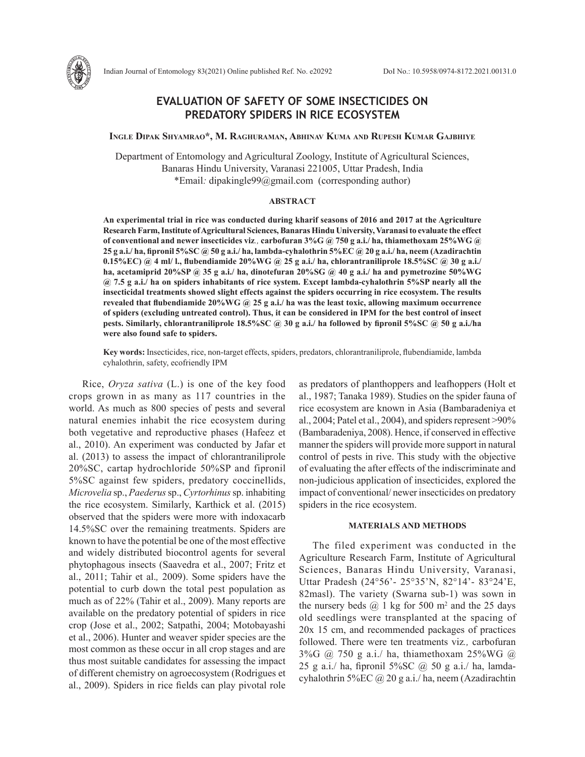# EVALUATION OF SAFETY OF SOME INSECTICIDES ON PREDATORY SPIDERS IN RICE ECOSYSTEM

**Ingle Dipak Shyamrao\*, M. Raghuraman, Abhinav Kuma and Rupesh Kumar Gajbhiye**

Department of Entomology and Agricultural Zoology, Institute of Agricultural Sciences, Banaras Hindu University, Varanasi 221005, Uttar Pradesh, India
\*Email: dipakingle99@gmail.com (corresponding author)

## ABSTRACT

**An experimental trial in rice was conducted during kharif seasons of 2016 and 2017 at the Agriculture Research Farm, Institute of Agricultural Sciences, Banaras Hindu University, Varanasi to evaluate the effect of conventional and newer insecticides viz*.,* carbofuran 3%G @ 750 g a.i./ ha, thiamethoxam 25%WG @ 25 g a.i./ ha, fipronil 5%SC @ 50 g a.i./ ha, lambda-cyhalothrin 5%EC @ 20 g a.i./ ha, neem (Azadirachtin 0.15%EC) @ 4 ml/ l., flubendiamide 20%WG @ 25 g a.i./ ha, chlorantraniliprole 18.5%SC @ 30 g a.i./ ha, acetamiprid 20%SP @ 35 g a.i./ ha, dinotefuran 20%SG @ 40 g a.i./ ha and pymetrozine 50%WG @ 7.5 g a.i./ ha on spiders inhabitants of rice system. Except lambda-cyhalothrin 5%SP nearly all the insecticidal treatments showed slight effects against the spiders occurring in rice ecosystem. The results revealed that flubendiamide 20%WG @ 25 g a.i./ ha was the least toxic, allowing maximum occurrence of spiders (excluding untreated control). Thus, it can be considered in IPM for the best control of insect pests. Similarly, chlorantraniliprole 18.5%SC @ 30 g a.i./ ha followed by fipronil 5%SC @ 50 g a.i./ha were also found safe to spiders.**

**Key words:** Insecticides, rice, non-target effects, spiders, predators, chlorantraniliprole, flubendiamide, lambda cyhalothrin, safety, ecofriendly IPM

Rice, *Oryza sativa* (L.) is one of the key food crops grown in as many as 117 countries in the world. As much as 800 species of pests and several natural enemies inhabit the rice ecosystem during both vegetative and reproductive phases (Hafeez et al., 2010). An experiment was conducted by Jafar et al. (2013) to assess the impact of chlorantraniliprole 20%SC, cartap hydrochloride 50%SP and fipronil 5%SC against few spiders, predatory coccinellids, *Microvelia* sp., *Paederus* sp., *Cyrtorhinus* sp. inhabiting the rice ecosystem. Similarly, Karthick et al. (2015) observed that the spiders were more with indoxacarb 14.5%SC over the remaining treatments. Spiders are known to have the potential be one of the most effective and widely distributed biocontrol agents for several phytophagous insects (Saavedra et al., 2007; Fritz et al., 2011; Tahir et al*.,* 2009). Some spiders have the potential to curb down the total pest population as much as of 22% (Tahir et al., 2009). Many reports are available on the predatory potential of spiders in rice crop (Jose et al., 2002; Satpathi, 2004; Motobayashi et al., 2006). Hunter and weaver spider species are the most common as these occur in all crop stages and are thus most suitable candidates for assessing the impact of different chemistry on agroecosystem (Rodrigues et al., 2009). Spiders in rice fields can play pivotal role as predators of planthoppers and leafhoppers (Holt et al., 1987; Tanaka 1989). Studies on the spider fauna of rice ecosystem are known in Asia (Bambaradeniya et al., 2004; Patel et al., 2004), and spiders represent >90% (Bambaradeniya, 2008). Hence, if conserved in effective manner the spiders will provide more support in natural control of pests in rive. This study with the objective of evaluating the after effects of the indiscriminate and non-judicious application of insecticides, explored the impact of conventional/ newer insecticides on predatory spiders in the rice ecosystem.

## MATERIALS AND METHODS

The filed experiment was conducted in the Agriculture Research Farm, Institute of Agricultural Sciences, Banaras Hindu University, Varanasi, Uttar Pradesh (24°56'- 25°35'N, 82°14'- 83°24'E, 82masl). The variety (Swarna sub-1) was sown in the nursery beds @ 1 kg for 500 $m^2$ and the 25 days old seedlings were transplanted at the spacing of 20x 15 cm, and recommended packages of practices followed. There were ten treatments viz*.,* carbofuran 3%G @ 750 g a.i./ ha, thiamethoxam 25%WG @ 25 g a.i./ ha, fipronil 5%SC @ 50 g a.i./ ha, lamda-cyhalothrin 5%EC @ 20 g a.i./ ha, neem (Azadirachtin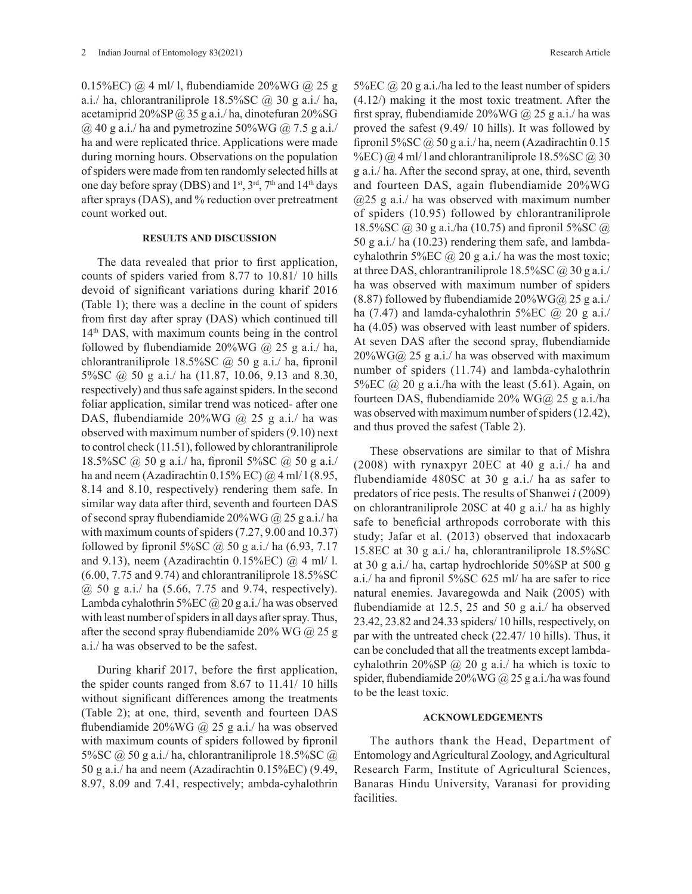0.15%EC) @ 4 ml/ l, flubendiamide 20%WG @ 25 g a.i./ ha, chlorantraniliprole 18.5%SC @ 30 g a.i./ ha, acetamiprid 20%SP @ 35 g a.i./ ha, dinotefuran 20%SG @ 40 g a.i./ ha and pymetrozine 50%WG @ 7.5 g a.i./ ha and were replicated thrice. Applications were made during morning hours. Observations on the population of spiders were made from ten randomly selected hills at one day before spray (DBS) and 1st, 3rd, 7th and 14th days after sprays (DAS), and % reduction over pretreatment count worked out.

## RESULTS AND DISCUSSION

The data revealed that prior to first application, counts of spiders varied from 8.77 to 10.81/ 10 hills devoid of significant variations during kharif 2016 (Table 1); there was a decline in the count of spiders from first day after spray (DAS) which continued till 14th DAS, with maximum counts being in the control followed by flubendiamide 20%WG @ 25 g a.i./ ha, chlorantraniliprole 18.5%SC @ 50 g a.i./ ha, fipronil 5%SC @ 50 g a.i./ ha (11.87, 10.06, 9.13 and 8.30, respectively) and thus safe against spiders. In the second foliar application, similar trend was noticed- after one DAS, flubendiamide 20%WG @ 25 g a.i./ ha was observed with maximum number of spiders (9.10) next to control check (11.51), followed by chlorantraniliprole 18.5%SC @ 50 g a.i./ ha, fipronil 5%SC @ 50 g a.i./ ha and neem (Azadirachtin 0.15% EC) @ 4 ml/ l (8.95, 8.14 and 8.10, respectively) rendering them safe. In similar way data after third, seventh and fourteen DAS of second spray flubendiamide 20%WG @ 25 g a.i./ ha with maximum counts of spiders (7.27, 9.00 and 10.37) followed by fipronil 5%SC @ 50 g a.i./ ha (6.93, 7.17 and 9.13), neem (Azadirachtin 0.15%EC) @ 4 ml/ l. (6.00, 7.75 and 9.74) and chlorantraniliprole 18.5%SC @ 50 g a.i./ ha (5.66, 7.75 and 9.74, respectively). Lambda cyhalothrin 5%EC @ 20 g a.i./ ha was observed with least number of spiders in all days after spray. Thus, after the second spray flubendiamide 20% WG @ 25 g a.i./ ha was observed to be the safest.

During kharif 2017, before the first application, the spider counts ranged from 8.67 to 11.41/ 10 hills without significant differences among the treatments (Table 2); at one, third, seventh and fourteen DAS flubendiamide 20%WG @ 25 g a.i./ ha was observed with maximum counts of spiders followed by fipronil 5%SC @ 50 g a.i./ ha, chlorantraniliprole 18.5%SC @ 50 g a.i./ ha and neem (Azadirachtin 0.15%EC) (9.49, 8.97, 8.09 and 7.41, respectively; ambda-cyhalothrin 5%EC @ 20 g a.i./ha led to the least number of spiders (4.12/) making it the most toxic treatment. After the first spray, flubendiamide 20%WG @ 25 g a.i./ ha was proved the safest (9.49/ 10 hills). It was followed by fipronil 5%SC @ 50 g a.i./ ha, neem (Azadirachtin 0.15 %EC) @ 4 ml/ l and chlorantraniliprole 18.5%SC @ 30 g a.i./ ha. After the second spray, at one, third, seventh and fourteen DAS, again flubendiamide 20%WG @25 g a.i./ ha was observed with maximum number of spiders (10.95) followed by chlorantraniliprole 18.5%SC @ 30 g a.i./ha (10.75) and fipronil 5%SC @ 50 g a.i./ ha (10.23) rendering them safe, and lambda-cyhalothrin 5%EC @ 20 g a.i./ ha was the most toxic; at three DAS, chlorantraniliprole 18.5%SC @ 30 g a.i./ ha was observed with maximum number of spiders (8.87) followed by flubendiamide 20%WG@ 25 g a.i./ ha (7.47) and lamda-cyhalothrin 5%EC @ 20 g a.i./ ha (4.05) was observed with least number of spiders. At seven DAS after the second spray, flubendiamide 20%WG@ 25 g a.i./ ha was observed with maximum number of spiders (11.74) and lambda-cyhalothrin 5%EC @ 20 g a.i./ha with the least (5.61). Again, on fourteen DAS, flubendiamide 20% WG@ 25 g a.i./ha was observed with maximum number of spiders (12.42), and thus proved the safest (Table 2).

These observations are similar to that of Mishra (2008) with rynaxpyr 20EC at 40 g a.i./ ha and flubendiamide 480SC at 30 g a.i./ ha as safer to predators of rice pests. The results of Shanwei *i* (2009) on chlorantraniliprole 20SC at 40 g a.i./ ha as highly safe to beneficial arthropods corroborate with this study; Jafar et al. (2013) observed that indoxacarb 15.8EC at 30 g a.i./ ha, chlorantraniliprole 18.5%SC at 30 g a.i./ ha, cartap hydrochloride 50%SP at 500 g a.i./ ha and fipronil 5%SC 625 ml/ ha are safer to rice natural enemies. Javaregowda and Naik (2005) with flubendiamide at 12.5, 25 and 50 g a.i./ ha observed 23.42, 23.82 and 24.33 spiders/ 10 hills, respectively, on par with the untreated check (22.47/ 10 hills). Thus, it can be concluded that all the treatments except lambda-cyhalothrin 20%SP @ 20 g a.i./ ha which is toxic to spider, flubendiamide 20%WG @ 25 g a.i./ha was found to be the least toxic.

## ACKNOWLEDGEMENTS

The authors thank the Head, Department of Entomology and Agricultural Zoology, and Agricultural Research Farm, Institute of Agricultural Sciences, Banaras Hindu University, Varanasi for providing facilities.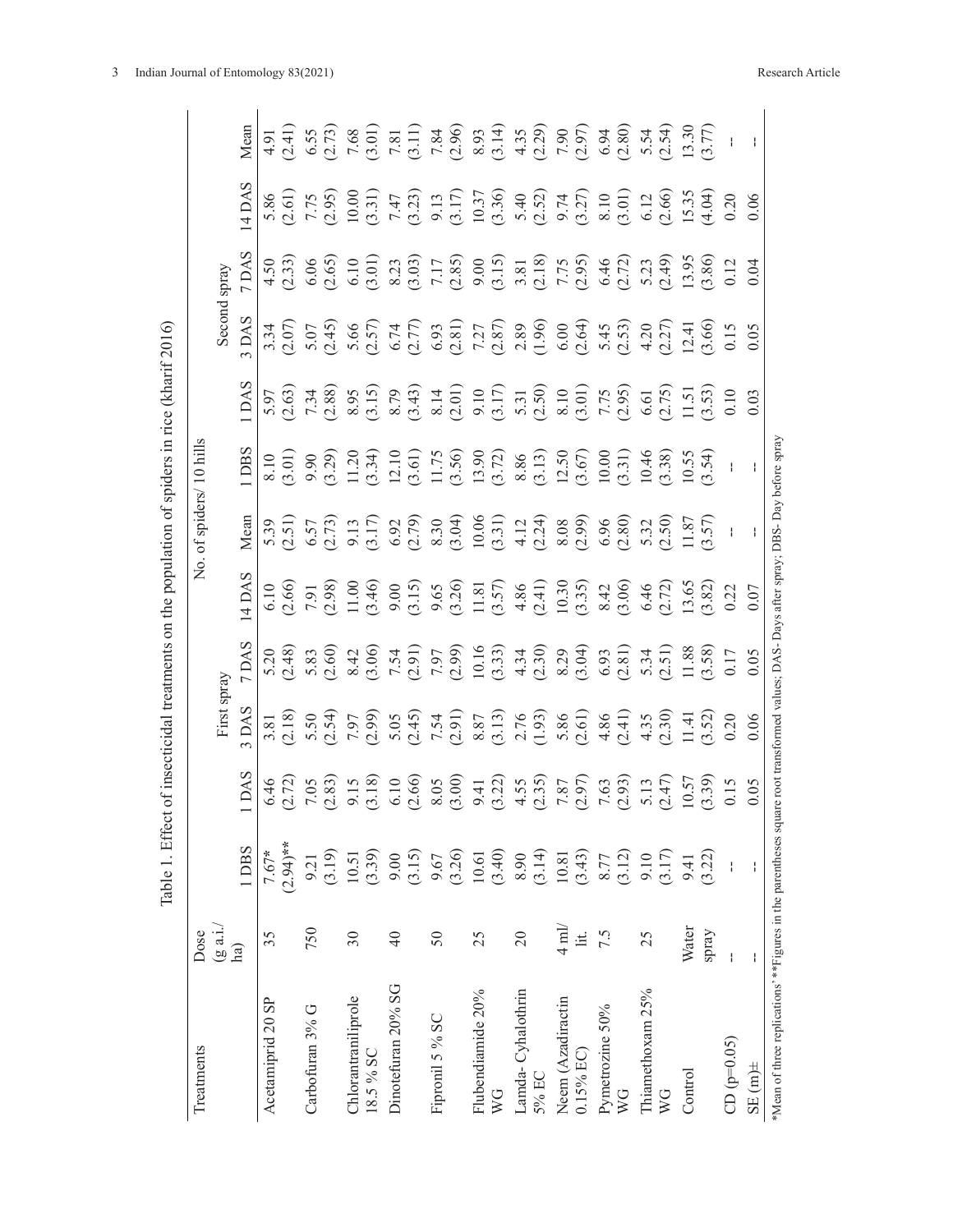Table 1. Effect of insecticidal treatments on the population of spiders in rice (kharif 2016)

| Treatments | Dose (g a.i./ ha) | No. of spiders/ 10 hills | | | | | | | | | | | |
|---|---|---|---|---|---|---|---|---|---|---|---|---|---|
| | | First spray | | | | | | Second spray | | | | | |
| | | 1 DBS | 1 DAS | 3 DAS | 7 DAS | 14 DAS | Mean | 1 DBS | 1 DAS | 3 DAS | 7 DAS | 14 DAS | Mean |
| Acetamiprid 20 SP | 35 | 7.67* (2.94)** | 6.46 (2.72) | 3.81 (2.18) | 5.20 (2.48) | 6.10 (2.66) | 5.39 (2.51) | 8.10 (3.01) | 5.97 (2.63) | 3.34 (2.07) | 4.50 (2.33) | 5.86 (2.61) | 4.91 (2.41) |
| Carbofuran 3% G | 750 | 9.21 (3.19) | 7.05 (2.83) | 5.50 (2.54) | 5.83 (2.60) | 7.91 (2.98) | 6.57 (2.73) | 9.90 (3.29) | 7.34 (2.88) | 5.07 (2.45) | 6.06 (2.65) | 7.75 (2.95) | 6.55 (2.73) |
| Chlorantraniliprole 18.5 % SC | 30 | 10.51 (3.39) | 9.15 (3.18) | 7.97 (2.99) | 8.42 (3.06) | 11.00 (3.46) | 9.13 (3.17) | 11.20 (3.34) | 8.95 (3.15) | 5.66 (2.57) | 6.10 (3.01) | 10.00 (3.31) | 7.68 (3.01) |
| Dinotefuran 20% SG | 40 | 9.00 (3.15) | 6.10 (2.66) | 5.05 (2.45) | 7.54 (2.91) | 9.00 (3.15) | 6.92 (2.79) | 12.10 (3.61) | 8.79 (3.43) | 6.74 (2.77) | 8.23 (3.03) | 7.47 (3.23) | 7.81 (3.11) |
| Fipronil 5 % SC | 50 | 9.67 (3.26) | 8.05 (3.00) | 7.54 (2.91) | 7.97 (2.99) | 9.65 (3.26) | 8.30 (3.04) | 11.75 (3.56) | 8.14 (2.01) | 6.93 (2.81) | 7.17 (2.85) | 9.13 (3.17) | 7.84 (2.96) |
| Flubendiamide 20% WG | 25 | 10.61 (3.40) | 9.41 (3.22) | 8.87 (3.13) | 10.16 (3.33) | 11.81 (3.57) | 10.06 (3.31) | 13.90 (3.72) | 9.10 (3.17) | 7.27 (2.87) | 9.00 (3.15) | 10.37 (3.36) | 8.93 (3.14) |
| Lamda- Cyhalothrin 5% EC | 20 | 8.90 (3.14) | 4.55 (2.35) | 2.76 (1.93) | 4.34 (2.30) | 4.86 (2.41) | 4.12 (2.24) | 8.86 (3.13) | 5.31 (2.50) | 2.89 (1.96) | 3.81 (2.18) | 5.40 (2.52) | 4.35 (2.29) |
| Neem (Azadiractin 0.15% EC) | 4 ml/ lit. | 10.81 (3.43) | 7.87 (2.97) | 5.86 (2.61) | 8.29 (3.04) | 10.30 (3.35) | 8.08 (2.99) | 12.50 (3.67) | 8.10 (3.01) | 6.00 (2.64) | 7.75 (2.95) | 9.74 (3.27) | 7.90 (2.97) |
| Pymetrozine 50% WG | 7.5 | 8.77 (3.12) | 7.63 (2.93) | 4.86 (2.41) | 6.93 (2.81) | 8.42 (3.06) | 6.96 (2.80) | 10.00 (3.31) | 7.75 (2.95) | 5.45 (2.53) | 6.46 (2.72) | 8.10 (3.01) | 6.94 (2.80) |
| Thiamethoxam 25% WG | 25 | 9.10 (3.17) | 5.13 (2.47) | 4.35 (2.30) | 5.34 (2.51) | 6.46 (2.72) | 5.32 (2.50) | 10.46 (3.38) | 6.61 (2.75) | 4.20 (2.27) | 5.23 (2.49) | 6.12 (2.66) | 5.54 (2.54) |
| Control | Water spray | 9.41 (3.22) | 10.57 (3.39) | 11.41 (3.52) | 11.88 (3.58) | 13.65 (3.82) | 11.87 (3.57) | 10.55 (3.54) | 11.51 (3.53) | 12.41 (3.66) | 13.95 (3.86) | 15.35 (4.04) | 13.30 (3.77) |
| CD (p=0.05) | -- | -- | 0.15 | 0.20 | 0.17 | 0.22 | -- | -- | 0.10 | 0.15 | 0.12 | 0.20 | -- |
| SE (m)± | -- | -- | 0.05 | 0.06 | 0.05 | 0.07 | -- | -- | 0.03 | 0.05 | 0.04 | 0.06 | -- |

*Mean of three replications' **Figures in the parentheses square root transformed values; DAS- Days after spray; DBS- Day before spray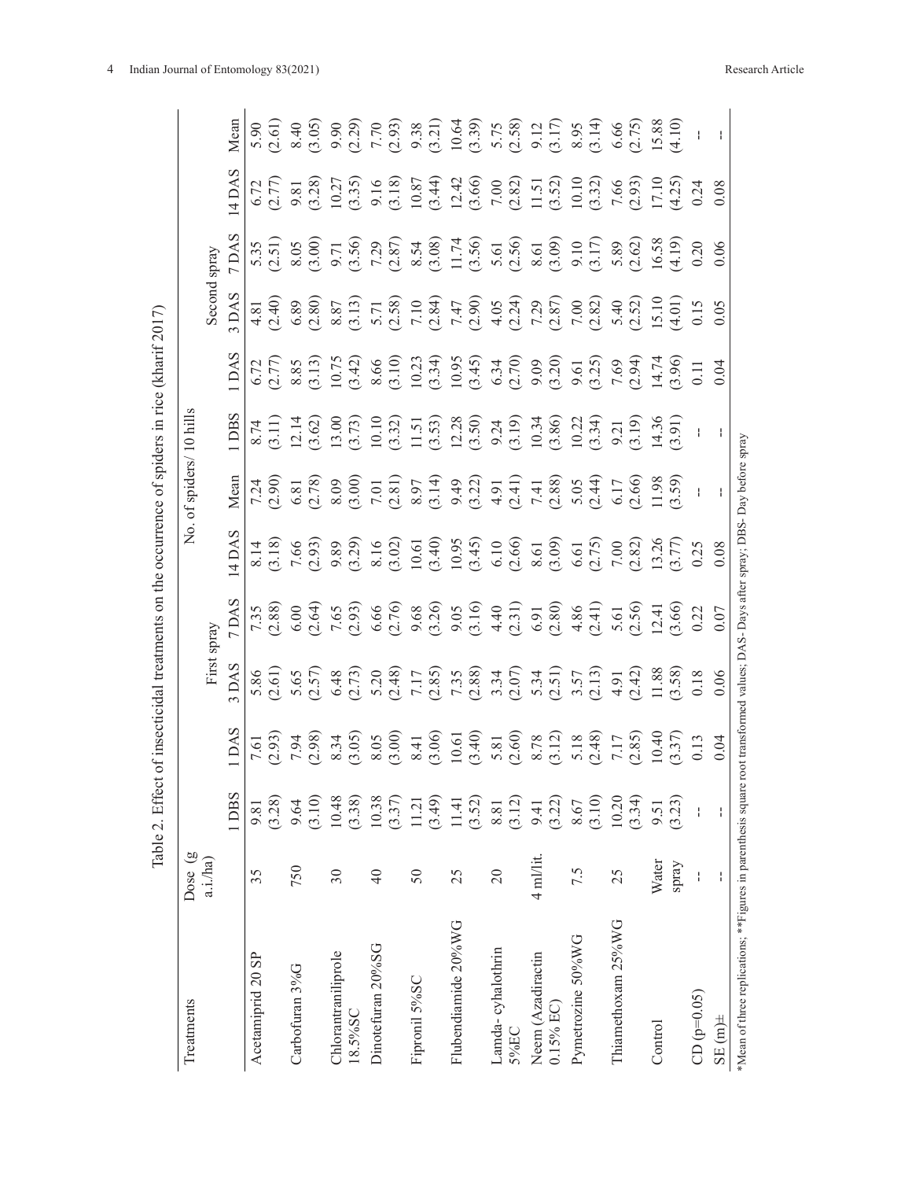Table 2. Effect of insecticidal treatments on the occurrence of spiders in rice (kharif 2017)

| Treatments | Dose (g a.i./ha) | No. of spiders/ 10 hills | | | | | | | | | | | |
|---|---|---|---|---|---|---|---|---|---|---|---|---|---|
| | | First spray | | | | | | Second spray | | | | | |
| | | 1 DBS | 1 DAS | 3 DAS | 7 DAS | 14 DAS | Mean | 1 DBS | 1 DAS | 3 DAS | 7 DAS | 14 DAS | Mean |
| Acetamiprid 20 SP | 35 | 9.81 (3.28) | 7.61 (2.93) | 5.86 (2.61) | 7.35 (2.88) | 8.14 (3.18) | 7.24 (2.90) | 8.74 (3.11) | 6.72 (2.77) | 4.81 (2.40) | 5.35 (2.51) | 6.72 (2.77) | 5.90 (2.61) |
| Carbofuran 3%G | 750 | 9.64 (3.10) | 7.94 (2.98) | 5.65 (2.57) | 6.00 (2.64) | 7.66 (2.93) | 6.81 (2.78) | 12.14 (3.62) | 8.85 (3.13) | 6.89 (2.80) | 8.05 (3.00) | 9.81 (3.28) | 8.40 (3.05) |
| Chlorantraniliprole 18.5%SC | 30 | 10.48 (3.38) | 8.34 (3.05) | 6.48 (2.73) | 7.65 (2.93) | 9.89 (3.29) | 8.09 (3.00) | 13.00 (3.73) | 10.75 (3.42) | 8.87 (3.13) | 9.71 (3.56) | 10.27 (3.35) | 9.90 (2.29) |
| Dinotefuran 20%SG | 40 | 10.38 (3.37) | 8.05 (3.00) | 5.20 (2.48) | 6.66 (2.76) | 8.16 (3.02) | 7.01 (2.81) | 10.10 (3.32) | 8.66 (3.10) | 5.71 (2.58) | 7.29 (2.87) | 9.16 (3.18) | 7.70 (2.93) |
| Fipronil 5%SC | 50 | 11.21 (3.49) | 8.41 (3.06) | 7.17 (2.85) | 9.68 (3.26) | 10.61 (3.40) | 8.97 (3.14) | 11.51 (3.53) | 10.23 (3.34) | 7.10 (2.84) | 8.54 (3.08) | 10.87 (3.44) | 9.38 (3.21) |
| Flubendiamide 20%WG | 25 | 11.41 (3.52) | 10.61 (3.40) | 7.35 (2.88) | 9.05 (3.16) | 10.95 (3.45) | 9.49 (3.22) | 12.28 (3.50) | 10.95 (3.45) | 7.47 (2.90) | 11.74 (3.56) | 12.42 (3.66) | 10.64 (3.39) |
| Lamda- cyhalothrin 5%EC | 20 | 8.81 (3.12) | 5.81 (2.60) | 3.34 (2.07) | 4.40 (2.31) | 6.10 (2.66) | 4.91 (2.41) | 9.24 (3.19) | 6.34 (2.70) | 4.05 (2.24) | 5.61 (2.56) | 7.00 (2.82) | 5.75 (2.58) |
| Neem (Azadiractin 0.15% EC) | 4 ml/lit. | 9.41 (3.22) | 8.78 (3.12) | 5.34 (2.51) | 6.91 (2.80) | 8.61 (3.09) | 7.41 (2.88) | 10.34 (3.86) | 9.09 (3.20) | 7.29 (2.87) | 8.61 (3.09) | 11.51 (3.52) | 9.12 (3.17) |
| Pymetrozine 50%WG | 7.5 | 8.67 (3.10) | 5.18 (2.48) | 3.57 (2.13) | 4.86 (2.41) | 6.61 (2.75) | 5.05 (2.44) | 10.22 (3.34) | 9.61 (3.25) | 7.00 (2.82) | 9.10 (3.17) | 10.10 (3.32) | 8.95 (3.14) |
| Thiamethoxam 25%WG | 25 | 10.20 (3.34) | 7.17 (2.85) | 4.91 (2.42) | 5.61 (2.56) | 7.00 (2.82) | 6.17 (2.66) | 9.21 (3.19) | 7.69 (2.94) | 5.40 (2.52) | 5.89 (2.62) | 7.66 (2.93) | 6.66 (2.75) |
| Control | Water spray | 9.51 (3.23) | 10.40 (3.37) | 11.88 (3.58) | 12.41 (3.66) | 13.26 (3.77) | 11.98 (3.59) | 14.36 (3.91) | 14.74 (3.96) | 15.10 (4.01) | 16.58 (4.19) | 17.10 (4.25) | 15.88 (4.10) |
| CD (p=0.05) | -- | -- | 0.13 | 0.18 | 0.22 | 0.25 | -- | -- | 0.11 | 0.15 | 0.20 | 0.24 | -- |
| SE (m)± | -- | -- | 0.04 | 0.06 | 0.07 | 0.08 | -- | -- | 0.04 | 0.05 | 0.06 | 0.08 | -- |

*Mean of three replications; **Figures in parenthesis square root transformed values; DAS- Days after spray; DBS- Day before spray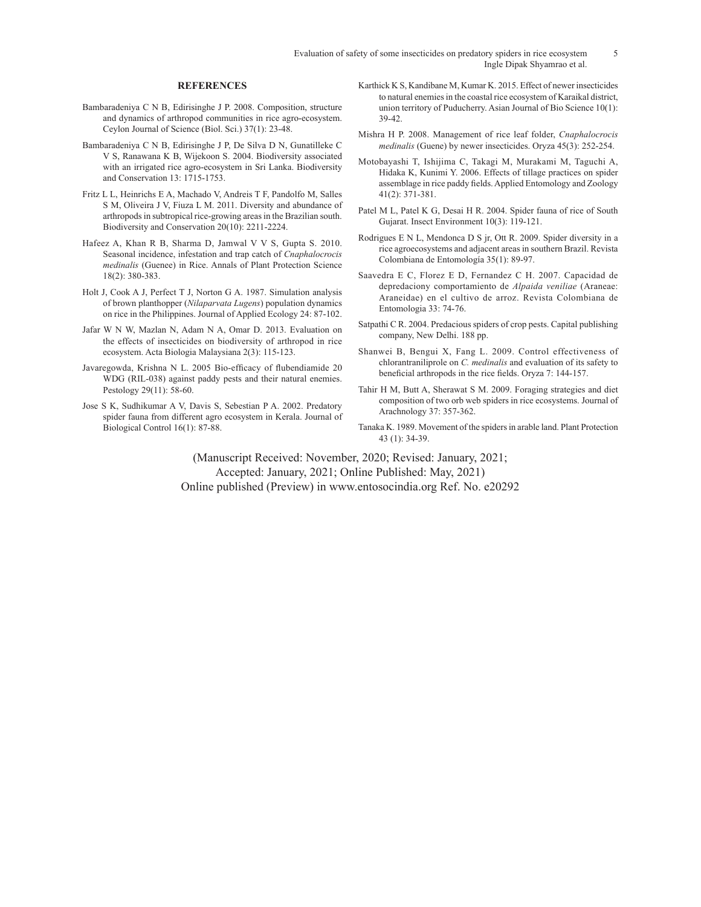## REFERENCES

Bambaradeniya C N B, Edirisinghe J P. 2008. Composition, structure and dynamics of arthropod communities in rice agro-ecosystem. Ceylon Journal of Science (Biol. Sci.) 37(1): 23-48.

Bambaradeniya C N B, Edirisinghe J P, De Silva D N, Gunatilleke C V S, Ranawana K B, Wijekoon S. 2004. Biodiversity associated with an irrigated rice agro-ecosystem in Sri Lanka. Biodiversity and Conservation 13: 1715-1753.

Fritz L L, Heinrichs E A, Machado V, Andreis T F, Pandolfo M, Salles S M, Oliveira J V, Fiuza L M. 2011. Diversity and abundance of arthropods in subtropical rice-growing areas in the Brazilian south. Biodiversity and Conservation 20(10): 2211-2224.

Hafeez A, Khan R B, Sharma D, Jamwal V V S, Gupta S. 2010. Seasonal incidence, infestation and trap catch of *Cnaphalocrocis medinalis* (Guenee) in Rice. Annals of Plant Protection Science 18(2): 380-383.

Holt J, Cook A J, Perfect T J, Norton G A. 1987. Simulation analysis of brown planthopper (*Nilaparvata Lugens*) population dynamics on rice in the Philippines. Journal of Applied Ecology 24: 87-102.

Jafar W N W, Mazlan N, Adam N A, Omar D. 2013. Evaluation on the effects of insecticides on biodiversity of arthropod in rice ecosystem. Acta Biologia Malaysiana 2(3): 115-123.

Javaregowda, Krishna N L. 2005 Bio-efficacy of flubendiamide 20 WDG (RIL-038) against paddy pests and their natural enemies. Pestology 29(11): 58-60.

Jose S K, Sudhikumar A V, Davis S, Sebestian P A. 2002. Predatory spider fauna from different agro ecosystem in Kerala. Journal of Biological Control 16(1): 87-88.

Karthick K S, Kandibane M, Kumar K. 2015. Effect of newer insecticides to natural enemies in the coastal rice ecosystem of Karaikal district, union territory of Puducherry. Asian Journal of Bio Science 10(1): 39-42.

Mishra H P. 2008. Management of rice leaf folder, *Cnaphalocrocis medinalis* (Guene) by newer insecticides. Oryza 45(3): 252-254.

Motobayashi T, Ishijima C, Takagi M, Murakami M, Taguchi A, Hidaka K, Kunimi Y. 2006. Effects of tillage practices on spider assemblage in rice paddy fields. Applied Entomology and Zoology 41(2): 371-381.

Patel M L, Patel K G, Desai H R. 2004. Spider fauna of rice of South Gujarat. Insect Environment 10(3): 119-121.

Rodrigues E N L, Mendonca D S jr, Ott R. 2009. Spider diversity in a rice agroecosystems and adjacent areas in southern Brazil. Revista Colombiana de Entomología 35(1): 89-97.

Saavedra E C, Florez E D, Fernandez C H. 2007. Capacidad de depredaciony comportamiento de *Alpaida veniliae* (Araneae: Araneidae) en el cultivo de arroz. Revista Colombiana de Entomología 33: 74-76.

Satpathi C R. 2004. Predacious spiders of crop pests. Capital publishing company, New Delhi. 188 pp.

Shanwei B, Bengui X, Fang L. 2009. Control effectiveness of chlorantraniliprole on *C. medinalis* and evaluation of its safety to beneficial arthropods in the rice fields. Oryza 7: 144-157.

Tahir H M, Butt A, Sherawat S M. 2009. Foraging strategies and diet composition of two orb web spiders in rice ecosystems. Journal of Arachnology 37: 357-362.

Tanaka K. 1989. Movement of the spiders in arable land. Plant Protection 43 (1): 34-39.

(Manuscript Received: November, 2020; Revised: January, 2021; Accepted: January, 2021; Online Published: May, 2021)
Online published (Preview) in www.entosocindia.org Ref. No. e20292